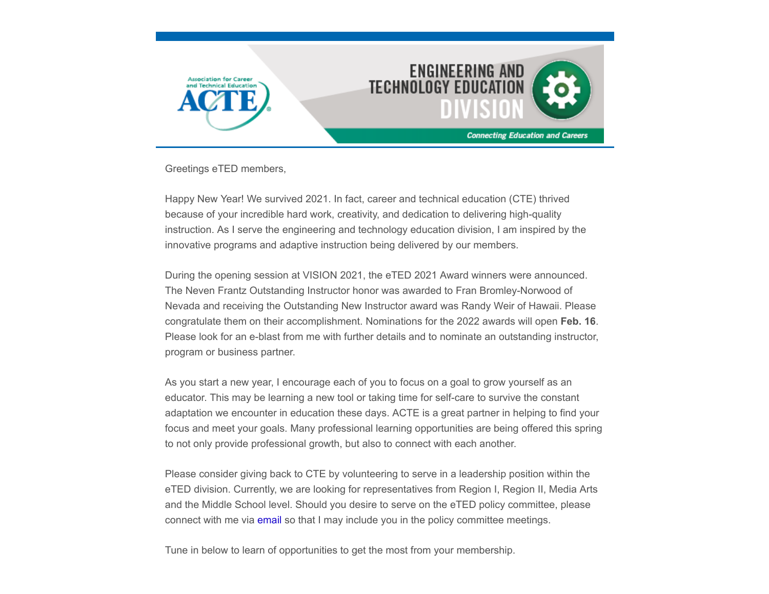Greetings eTED members,

Happy New Year! We survived 2021. In fact, career and technical education (CTE) thrived because of your incredible hard work, creativity, and dedication to delivering high-quality instruction. As I serve the engineering and technology education division, I am inspired by the innovative programs and adaptive instruction being delivered by our members.

During the opening session at VISION 2021, the eTED 2021 Award winners were announced. The Neven Frantz Outstanding Instructor honor was awarded to Fran Bromley-Norwood of Nevada and receiving the Outstanding New Instructor award was Randy Weir of Hawaii. Please congratulate them on their accomplishment. Nominations for the 2022 awards will open **Feb. 16**. Please look for an e-blast from me with further details and to nominate an outstanding instructor, program or business partner.

As you start a new year, I encourage each of you to focus on a goal to grow yourself as an educator. This may be learning a new tool or taking time for self-care to survive the constant adaptation we encounter in education these days. ACTE is a great partner in helping to find your focus and meet your goals. Many professional learning opportunities are being offered this spring to not only provide professional growth, but also to connect with each another.

Please consider giving back to CTE by volunteering to serve in a leadership position within the eTED division. Currently, we are looking for representatives from Region I, Region II, Media Arts and the Middle School level. Should you desire to serve on the eTED policy committee, please connect with me via email so that I may include you in the policy committee meetings.

Tune in below to learn of opportunities to get the most from your membership.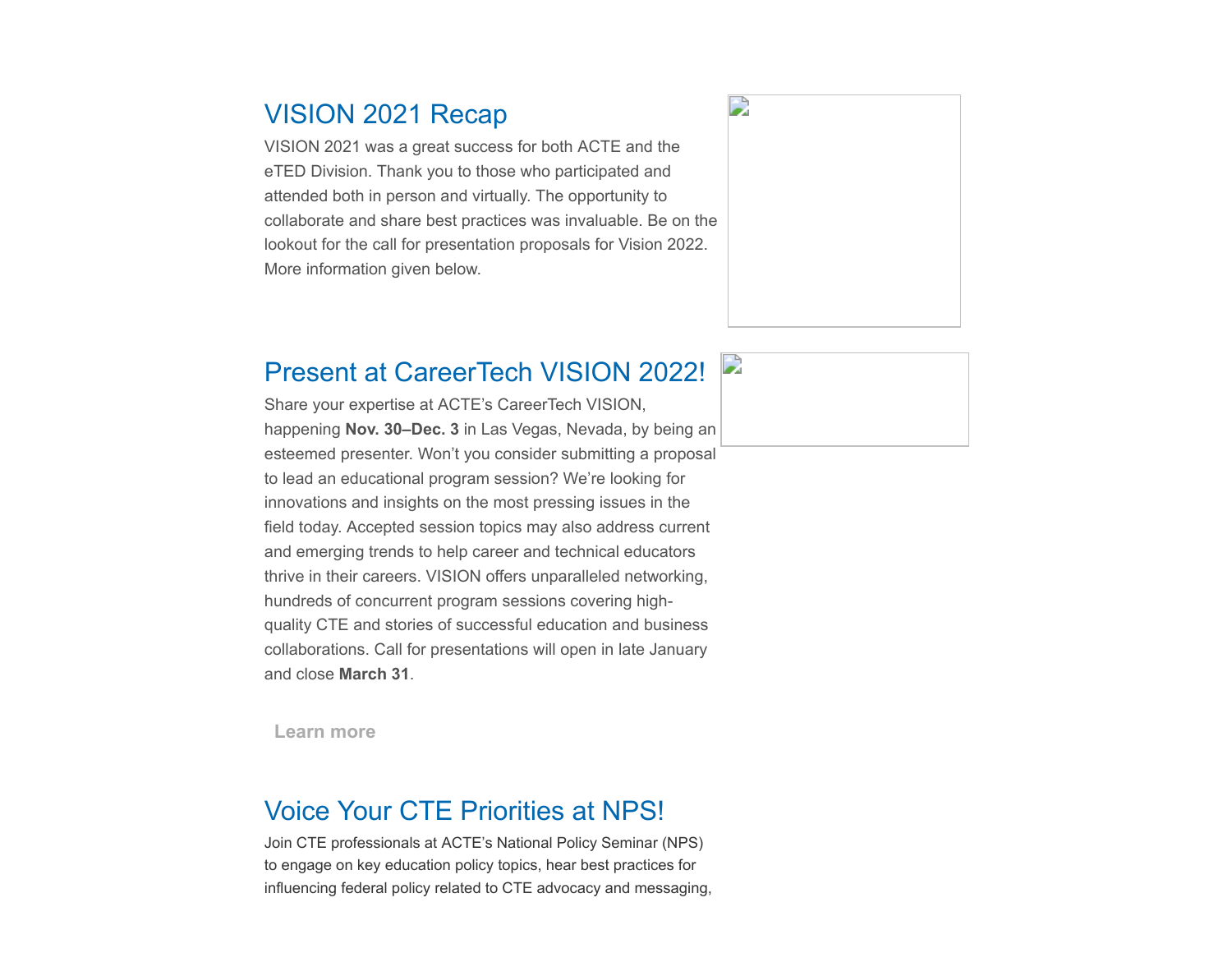## VISION 2021 Recap

VISION 2021 was a great success for both ACTE and the eTED Division. Thank you to those who participated and attended both in person and virtually. The opportunity to collaborate and share best practices was invaluable. Be on the lookout for the call for presentation proposals for Vision 2022. More information given below.

## Present at CareerTech VISION 2022!

Share your expertise at ACTE's CareerTech VISION, happening **Nov. 30–Dec. 3** in Las Vegas, Nevada, by being an esteemed presenter. Won't you consider submitting a proposal to lead an educational program session? We're looking for innovations and insights on the most pressing issues in the field today. Accepted session topics may also address current and emerging trends to help career and technical educators thrive in their careers. VISION offers unparalleled networking, hundreds of concurrent program sessions covering high-quality CTE and stories of successful education and business collaborations. Call for presentations will open in late January and close **March 31**.

**Learn more**

## Voice Your CTE Priorities at NPS!

Join CTE professionals at ACTE's National Policy Seminar (NPS) to engage on key education policy topics, hear best practices for influencing federal policy related to CTE advocacy and messaging,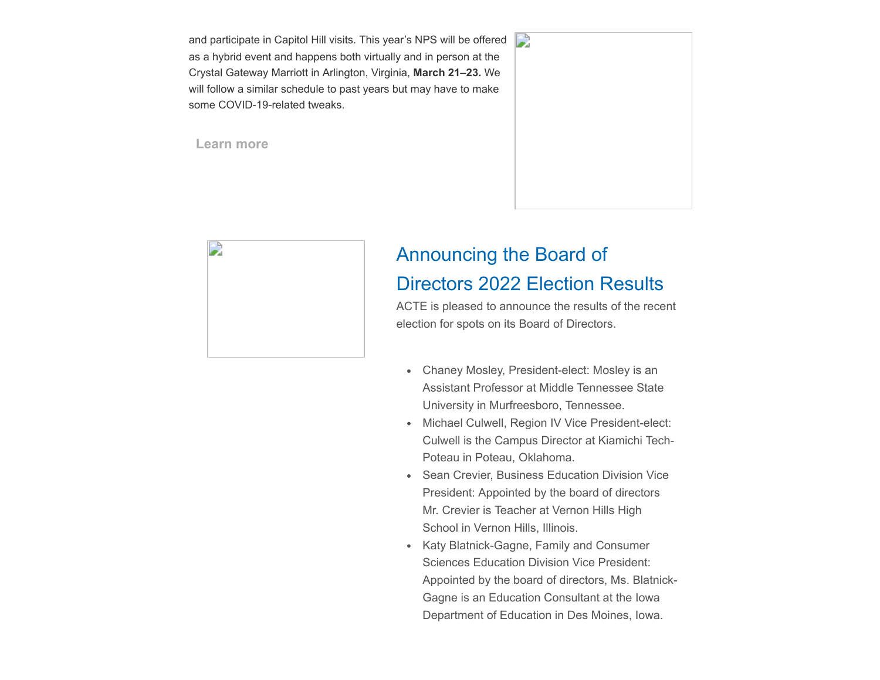and participate in Capitol Hill visits. This year's NPS will be offered as a hybrid event and happens both virtually and in person at the Crystal Gateway Marriott in Arlington, Virginia, **March 21–23.** We will follow a similar schedule to past years but may have to make some COVID-19-related tweaks.

Learn more

## Announcing the Board of Directors 2022 Election Results

ACTE is pleased to announce the results of the recent election for spots on its Board of Directors.

- Chaney Mosley, President-elect: Mosley is an Assistant Professor at Middle Tennessee State University in Murfreesboro, Tennessee.
- Michael Culwell, Region IV Vice President-elect: Culwell is the Campus Director at Kiamichi Tech-Poteau in Poteau, Oklahoma.
- Sean Crevier, Business Education Division Vice President: Appointed by the board of directors Mr. Crevier is Teacher at Vernon Hills High School in Vernon Hills, Illinois.
- Katy Blatnick-Gagne, Family and Consumer Sciences Education Division Vice President: Appointed by the board of directors, Ms. Blatnick-Gagne is an Education Consultant at the Iowa Department of Education in Des Moines, Iowa.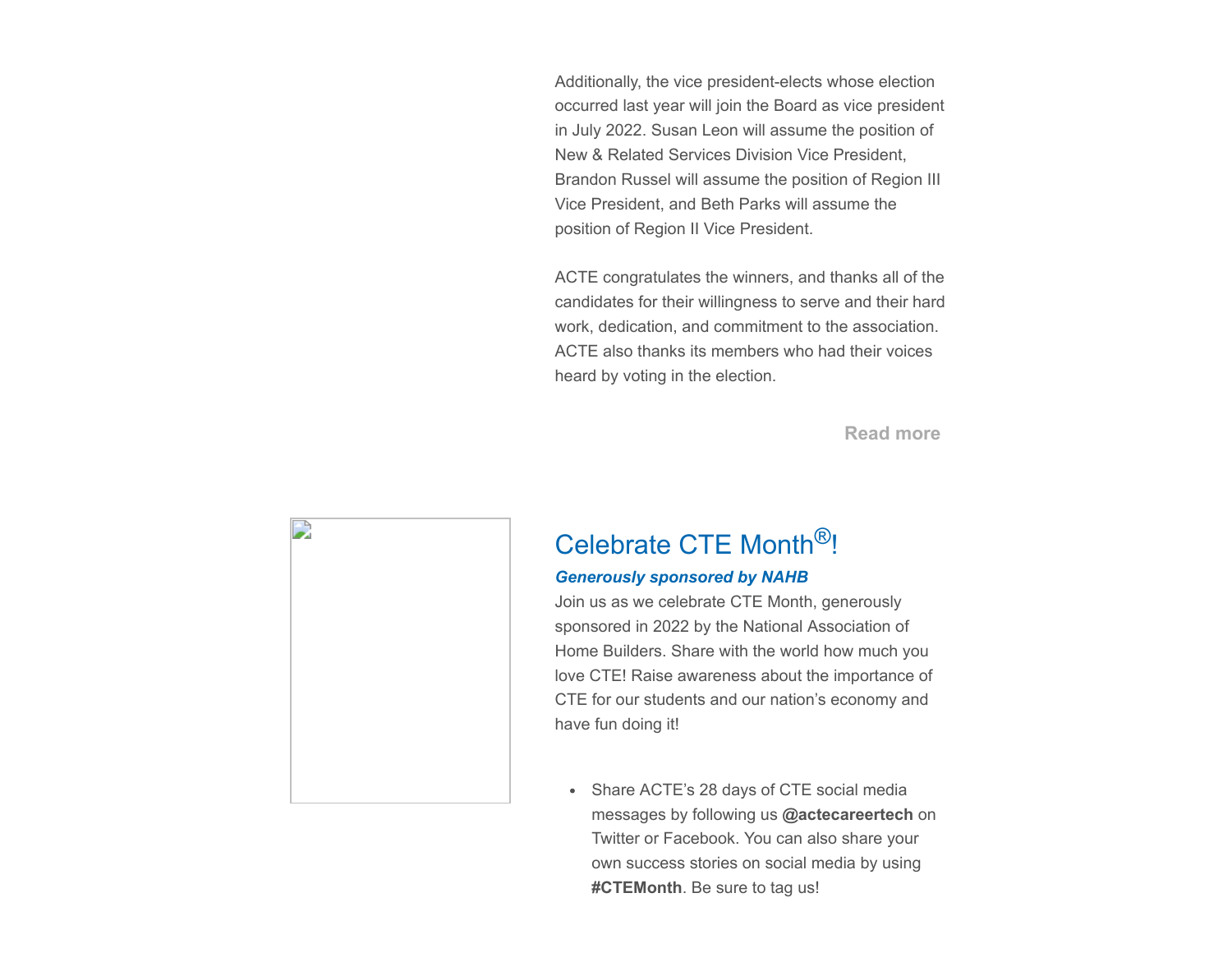Additionally, the vice president-elects whose election occurred last year will join the Board as vice president in July 2022. Susan Leon will assume the position of New & Related Services Division Vice President, Brandon Russel will assume the position of Region III Vice President, and Beth Parks will assume the position of Region II Vice President.

ACTE congratulates the winners, and thanks all of the candidates for their willingness to serve and their hard work, dedication, and commitment to the association. ACTE also thanks its members who had their voices heard by voting in the election.

**Read more**

## Celebrate CTE Month®!

***Generously sponsored by NAHB***

Join us as we celebrate CTE Month, generously sponsored in 2022 by the National Association of Home Builders. Share with the world how much you love CTE! Raise awareness about the importance of CTE for our students and our nation's economy and have fun doing it!

- Share ACTE's 28 days of CTE social media messages by following us **@actecareertech** on Twitter or Facebook. You can also share your own success stories on social media by using **#CTEMonth**. Be sure to tag us!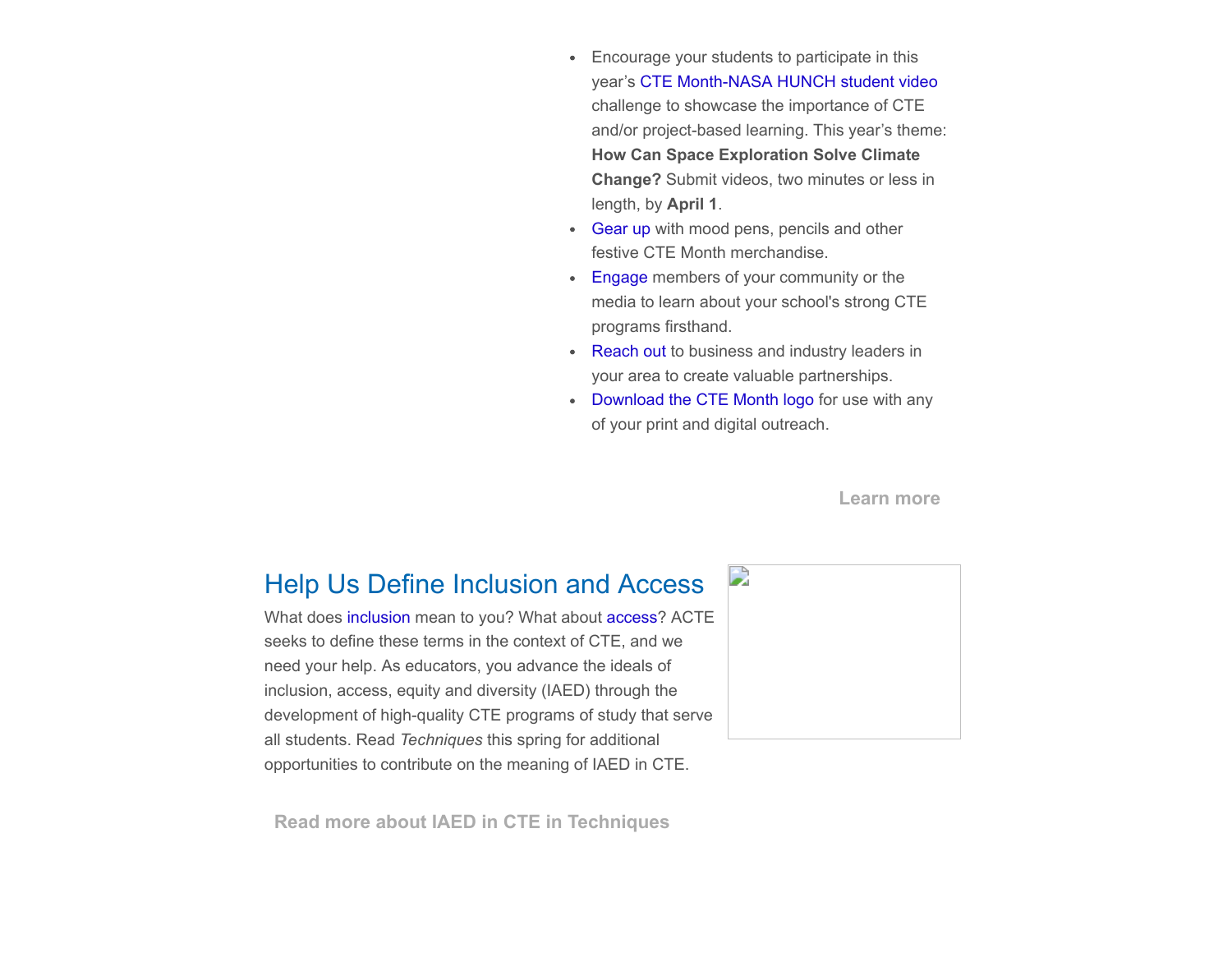- Encourage your students to participate in this year's CTE Month-NASA HUNCH student video challenge to showcase the importance of CTE and/or project-based learning. This year's theme: **How Can Space Exploration Solve Climate Change?** Submit videos, two minutes or less in length, by **April 1**.
- Gear up with mood pens, pencils and other festive CTE Month merchandise.
- Engage members of your community or the media to learn about your school's strong CTE programs firsthand.
- Reach out to business and industry leaders in your area to create valuable partnerships.
- Download the CTE Month logo for use with any of your print and digital outreach.

**Learn more**

## Help Us Define Inclusion and Access

What does inclusion mean to you? What about access? ACTE seeks to define these terms in the context of CTE, and we need your help. As educators, you advance the ideals of inclusion, access, equity and diversity (IAED) through the development of high-quality CTE programs of study that serve all students. Read *Techniques* this spring for additional opportunities to contribute on the meaning of IAED in CTE.

**Read more about IAED in CTE in Techniques**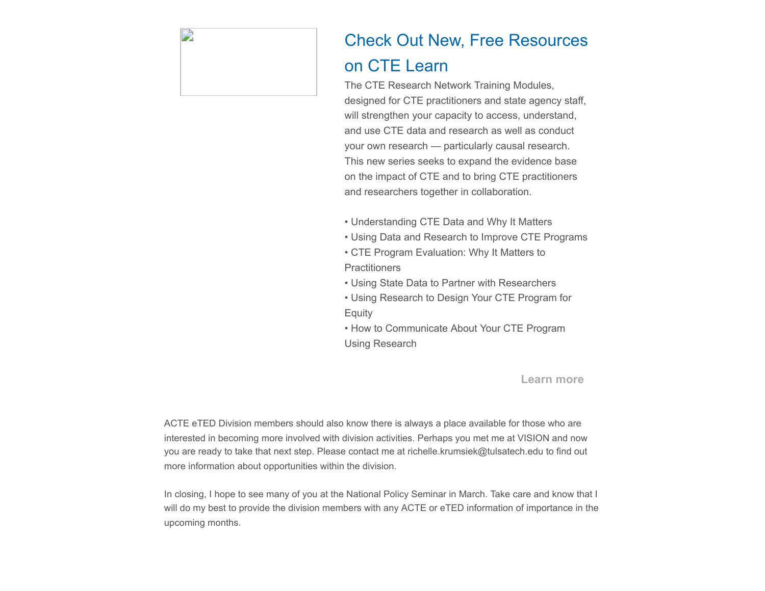## Check Out New, Free Resources on CTE Learn

The CTE Research Network Training Modules, designed for CTE practitioners and state agency staff, will strengthen your capacity to access, understand, and use CTE data and research as well as conduct your own research — particularly causal research. This new series seeks to expand the evidence base on the impact of CTE and to bring CTE practitioners and researchers together in collaboration.

- Understanding CTE Data and Why It Matters
- Using Data and Research to Improve CTE Programs
- CTE Program Evaluation: Why It Matters to Practitioners
- Using State Data to Partner with Researchers
- Using Research to Design Your CTE Program for Equity
- How to Communicate About Your CTE Program Using Research

**Learn more**

ACTE eTED Division members should also know there is always a place available for those who are interested in becoming more involved with division activities. Perhaps you met me at VISION and now you are ready to take that next step. Please contact me at richelle.krumsiek@tulsatech.edu to find out more information about opportunities within the division.

In closing, I hope to see many of you at the National Policy Seminar in March. Take care and know that I will do my best to provide the division members with any ACTE or eTED information of importance in the upcoming months.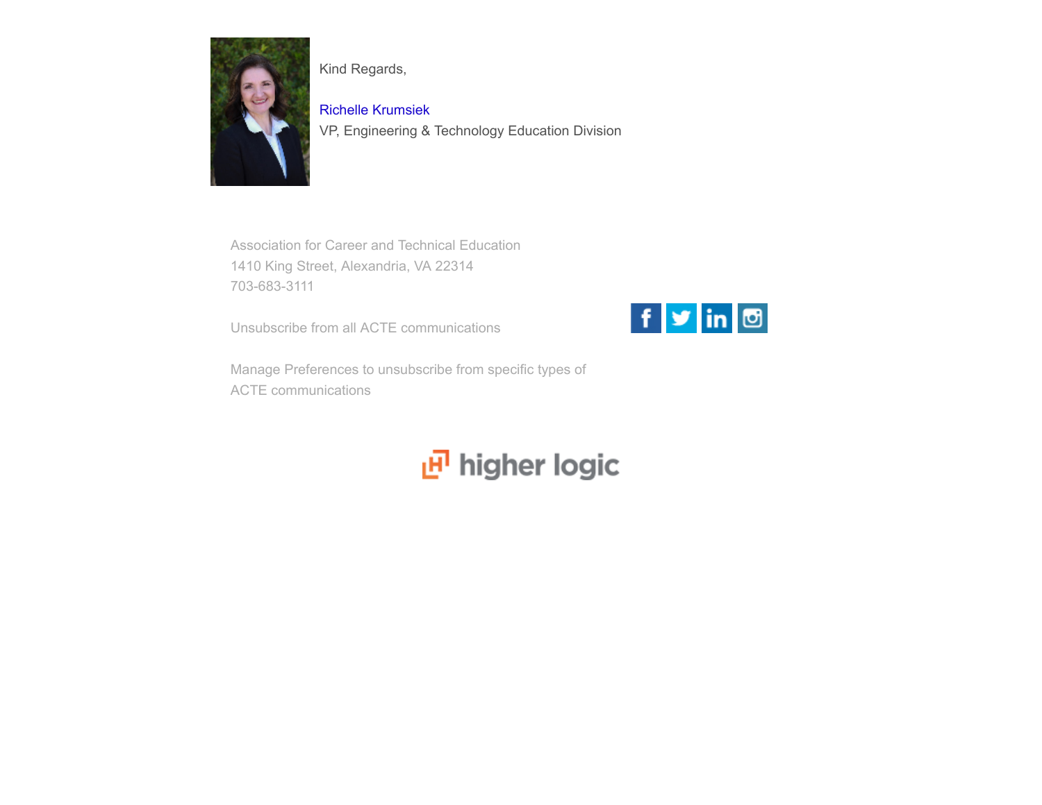Kind Regards,

Richelle Krumsiek
VP, Engineering & Technology Education Division

Association for Career and Technical Education
1410 King Street, Alexandria, VA 22314
703-683-3111

Unsubscribe from all ACTE communications

Manage Preferences to unsubscribe from specific types of ACTE communications

higher logic